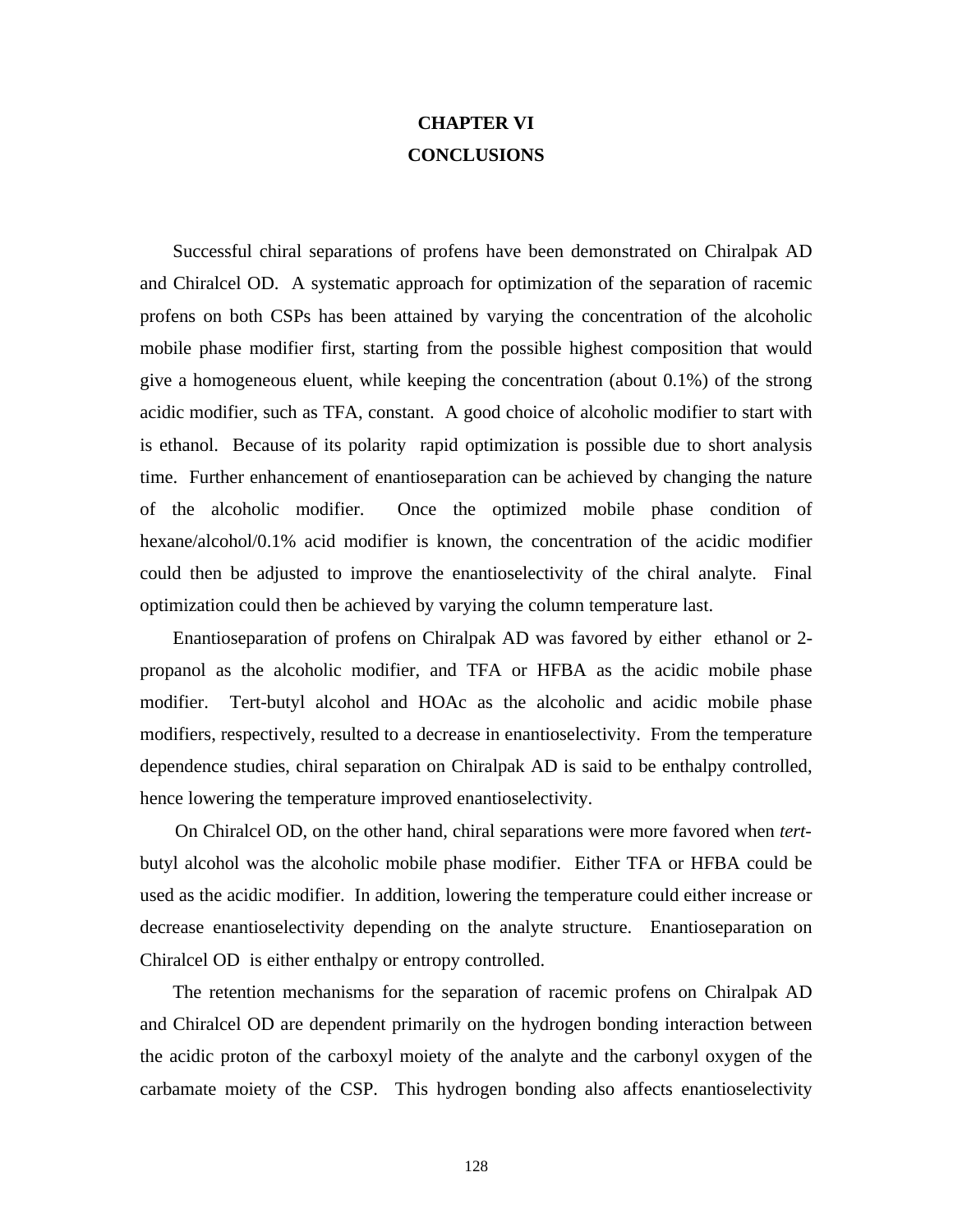# CHAPTER VI
# CONCLUSIONS

Successful chiral separations of profens have been demonstrated on Chiralpak AD and Chiralcel OD. A systematic approach for optimization of the separation of racemic profens on both CSPs has been attained by varying the concentration of the alcoholic mobile phase modifier first, starting from the possible highest composition that would give a homogeneous eluent, while keeping the concentration (about 0.1%) of the strong acidic modifier, such as TFA, constant. A good choice of alcoholic modifier to start with is ethanol. Because of its polarity rapid optimization is possible due to short analysis time. Further enhancement of enantioseparation can be achieved by changing the nature of the alcoholic modifier. Once the optimized mobile phase condition of hexane/alcohol/0.1% acid modifier is known, the concentration of the acidic modifier could then be adjusted to improve the enantioselectivity of the chiral analyte. Final optimization could then be achieved by varying the column temperature last.

Enantioseparation of profens on Chiralpak AD was favored by either ethanol or 2-propanol as the alcoholic modifier, and TFA or HFBA as the acidic mobile phase modifier. Tert-butyl alcohol and HOAc as the alcoholic and acidic mobile phase modifiers, respectively, resulted to a decrease in enantioselectivity. From the temperature dependence studies, chiral separation on Chiralpak AD is said to be enthalpy controlled, hence lowering the temperature improved enantioselectivity.

On Chiralcel OD, on the other hand, chiral separations were more favored when *tert*-butyl alcohol was the alcoholic mobile phase modifier. Either TFA or HFBA could be used as the acidic modifier. In addition, lowering the temperature could either increase or decrease enantioselectivity depending on the analyte structure. Enantioseparation on Chiralcel OD is either enthalpy or entropy controlled.

The retention mechanisms for the separation of racemic profens on Chiralpak AD and Chiralcel OD are dependent primarily on the hydrogen bonding interaction between the acidic proton of the carboxyl moiety of the analyte and the carbonyl oxygen of the carbamate moiety of the CSP. This hydrogen bonding also affects enantioselectivity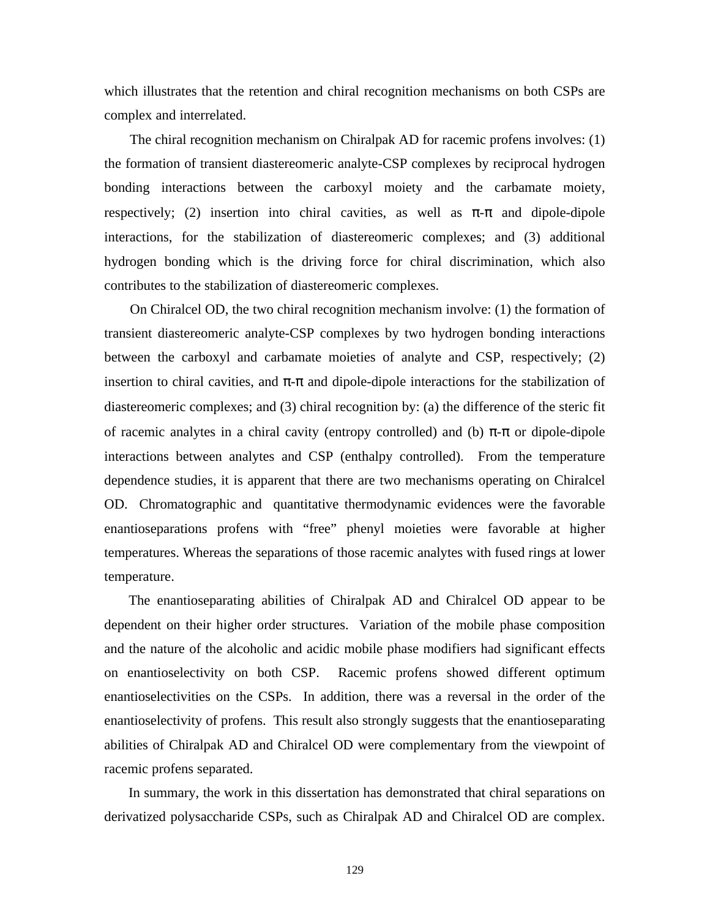which illustrates that the retention and chiral recognition mechanisms on both CSPs are complex and interrelated.

The chiral recognition mechanism on Chiralpak AD for racemic profens involves: (1) the formation of transient diastereomeric analyte-CSP complexes by reciprocal hydrogen bonding interactions between the carboxyl moiety and the carbamate moiety, respectively; (2) insertion into chiral cavities, as well as π-π and dipole-dipole interactions, for the stabilization of diastereomeric complexes; and (3) additional hydrogen bonding which is the driving force for chiral discrimination, which also contributes to the stabilization of diastereomeric complexes.

On Chiralcel OD, the two chiral recognition mechanism involve: (1) the formation of transient diastereomeric analyte-CSP complexes by two hydrogen bonding interactions between the carboxyl and carbamate moieties of analyte and CSP, respectively; (2) insertion to chiral cavities, and π-π and dipole-dipole interactions for the stabilization of diastereomeric complexes; and (3) chiral recognition by: (a) the difference of the steric fit of racemic analytes in a chiral cavity (entropy controlled) and (b) π-π or dipole-dipole interactions between analytes and CSP (enthalpy controlled). From the temperature dependence studies, it is apparent that there are two mechanisms operating on Chiralcel OD. Chromatographic and quantitative thermodynamic evidences were the favorable enantioseparations profens with "free" phenyl moieties were favorable at higher temperatures. Whereas the separations of those racemic analytes with fused rings at lower temperature.

The enantioseparating abilities of Chiralpak AD and Chiralcel OD appear to be dependent on their higher order structures. Variation of the mobile phase composition and the nature of the alcoholic and acidic mobile phase modifiers had significant effects on enantioselectivity on both CSP. Racemic profens showed different optimum enantioselectivities on the CSPs. In addition, there was a reversal in the order of the enantioselectivity of profens. This result also strongly suggests that the enantioseparating abilities of Chiralpak AD and Chiralcel OD were complementary from the viewpoint of racemic profens separated.

In summary, the work in this dissertation has demonstrated that chiral separations on derivatized polysaccharide CSPs, such as Chiralpak AD and Chiralcel OD are complex.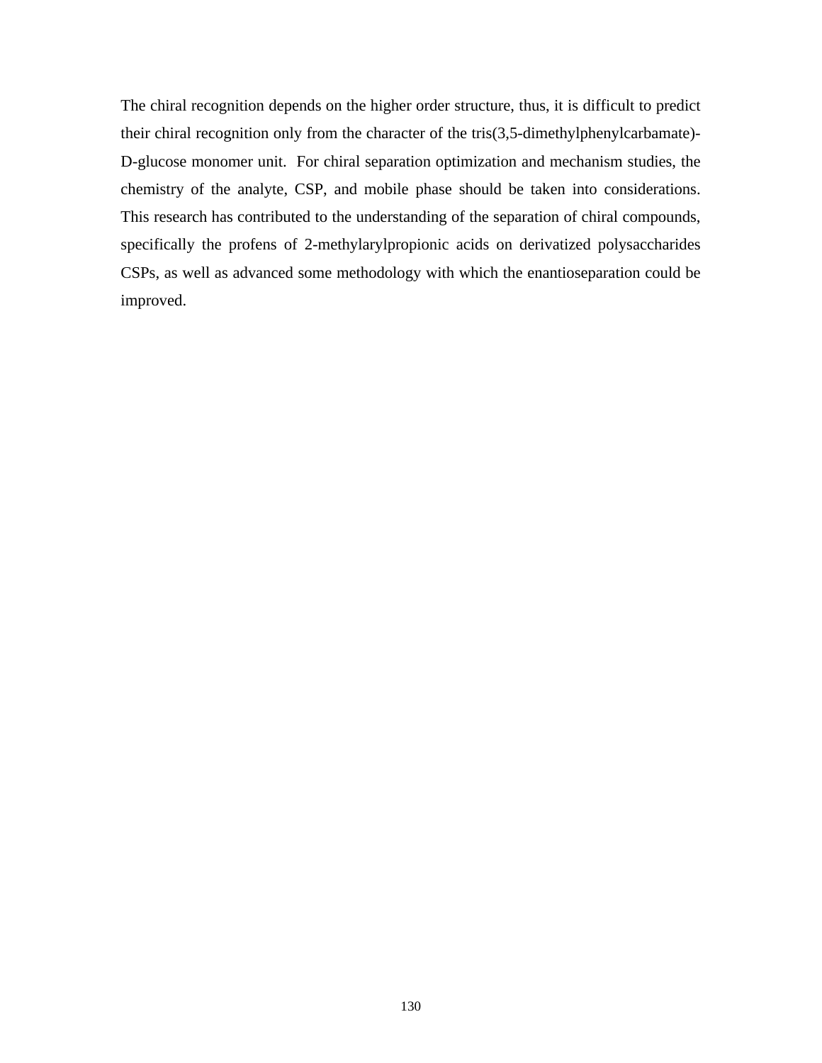The chiral recognition depends on the higher order structure, thus, it is difficult to predict their chiral recognition only from the character of the tris(3,5-dimethylphenylcarbamate)-D-glucose monomer unit. For chiral separation optimization and mechanism studies, the chemistry of the analyte, CSP, and mobile phase should be taken into considerations. This research has contributed to the understanding of the separation of chiral compounds, specifically the profens of 2-methylarylpropionic acids on derivatized polysaccharides CSPs, as well as advanced some methodology with which the enantioseparation could be improved.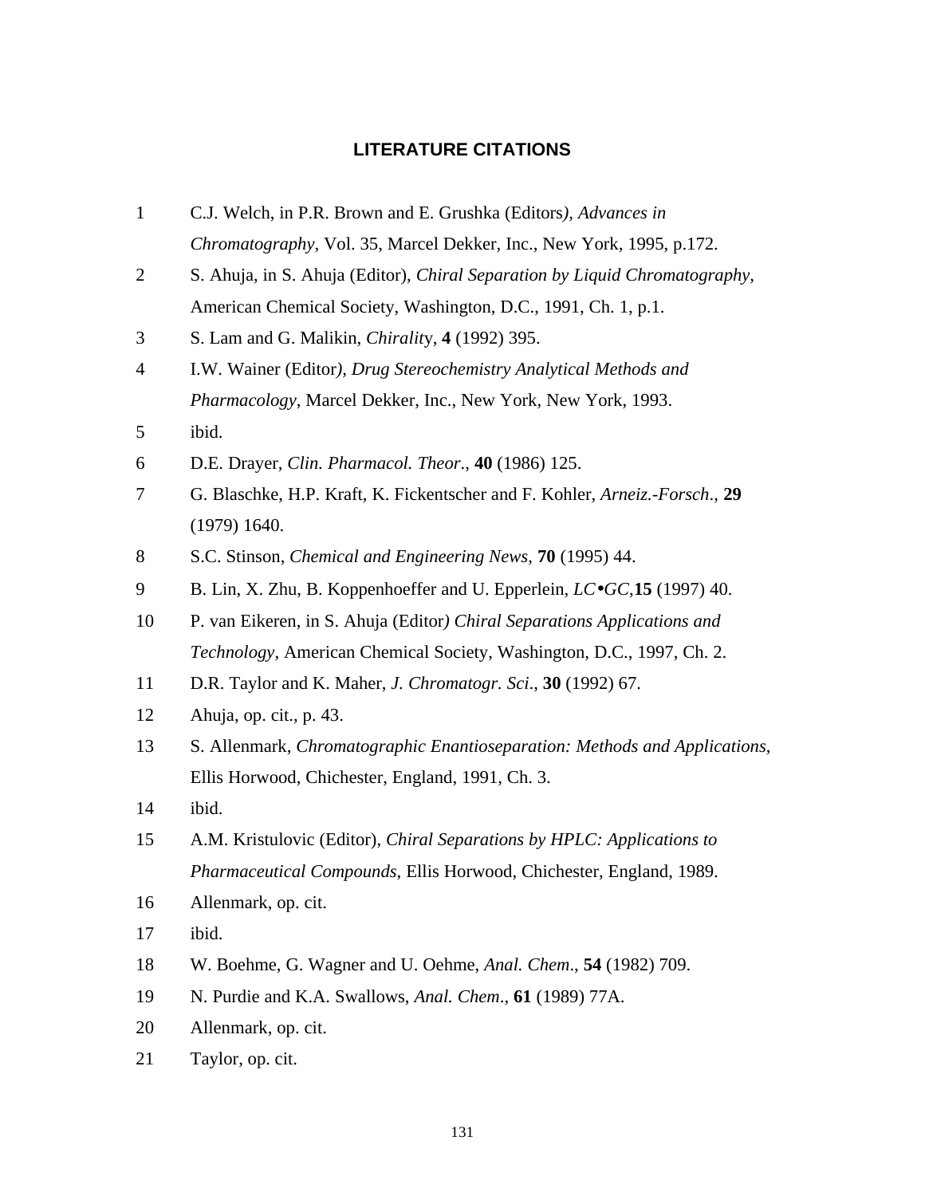# LITERATURE CITATIONS

1. C.J. Welch, in P.R. Brown and E. Grushka (Editors), *Advances in Chromatography*, Vol. 35, Marcel Dekker, Inc., New York, 1995, p.172.
2. S. Ahuja, in S. Ahuja (Editor), *Chiral Separation by Liquid Chromatography*, American Chemical Society, Washington, D.C., 1991, Ch. 1, p.1.
3. S. Lam and G. Malikin, *Chirality*, **4** (1992) 395.
4. I.W. Wainer (Editor), *Drug Stereochemistry Analytical Methods and Pharmacology*, Marcel Dekker, Inc., New York, New York, 1993.
5. ibid.
6. D.E. Drayer, *Clin. Pharmacol. Theor.*, **40** (1986) 125.
7. G. Blaschke, H.P. Kraft, K. Fickentscher and F. Kohler, *Arneiz.-Forsch.*, **29** (1979) 1640.
8. S.C. Stinson, *Chemical and Engineering News*, **70** (1995) 44.
9. B. Lin, X. Zhu, B. Koppenhoeffer and U. Epperlein, *LC•GC*,**15** (1997) 40.
10. P. van Eikeren, in S. Ahuja (Editor) *Chiral Separations Applications and Technology*, American Chemical Society, Washington, D.C., 1997, Ch. 2.
11. D.R. Taylor and K. Maher, *J. Chromatogr. Sci.*, **30** (1992) 67.
12. Ahuja, op. cit., p. 43.
13. S. Allenmark, *Chromatographic Enantioseparation: Methods and Applications*, Ellis Horwood, Chichester, England, 1991, Ch. 3.
14. ibid.
15. A.M. Kristulovic (Editor), *Chiral Separations by HPLC: Applications to Pharmaceutical Compounds*, Ellis Horwood, Chichester, England, 1989.
16. Allenmark, op. cit.
17. ibid.
18. W. Boehme, G. Wagner and U. Oehme, *Anal. Chem.*, **54** (1982) 709.
19. N. Purdie and K.A. Swallows, *Anal. Chem.*, **61** (1989) 77A.
20. Allenmark, op. cit.
21. Taylor, op. cit.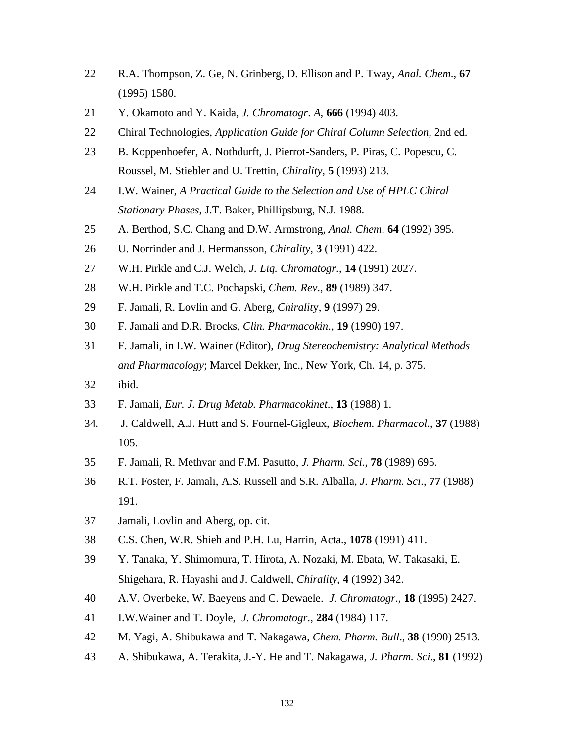22 R.A. Thompson, Z. Ge, N. Grinberg, D. Ellison and P. Tway, *Anal. Chem*., **67** (1995) 1580.

21 Y. Okamoto and Y. Kaida, *J. Chromatogr*. *A*, **666** (1994) 403.

22 Chiral Technologies, *Application Guide for Chiral Column Selection*, 2nd ed.

23 B. Koppenhoefer, A. Nothdurft, J. Pierrot-Sanders, P. Piras, C. Popescu, C. Roussel, M. Stiebler and U. Trettin, *Chirality*, **5** (1993) 213.

24 I.W. Wainer, *A Practical Guide to the Selection and Use of HPLC Chiral Stationary Phases*, J.T. Baker, Phillipsburg, N.J. 1988.

25 A. Berthod, S.C. Chang and D.W. Armstrong, *Anal. Chem*. **64** (1992) 395.

26 U. Norrinder and J. Hermansson, *Chirality*, **3** (1991) 422.

27 W.H. Pirkle and C.J. Welch, *J. Liq. Chromatogr*., **14** (1991) 2027.

28 W.H. Pirkle and T.C. Pochapski, *Chem. Rev*., **89** (1989) 347.

29 F. Jamali, R. Lovlin and G. Aberg, *Chiralit*y, **9** (1997) 29.

30 F. Jamali and D.R. Brocks, *Clin. Pharmacokin*., **19** (1990) 197.

31 F. Jamali, in I.W. Wainer (Editor), *Drug Stereochemistry: Analytical Methods and Pharmacology*; Marcel Dekker, Inc., New York, Ch. 14, p. 375.

32 ibid.

33 F. Jamali, *Eur. J. Drug Metab. Pharmacokinet*., **13** (1988) 1.

34. J. Caldwell, A.J. Hutt and S. Fournel-Gigleux, *Biochem. Pharmacol*., **37** (1988) 105.

35 F. Jamali, R. Methvar and F.M. Pasutto, *J. Pharm. Sci*., **78** (1989) 695.

36 R.T. Foster, F. Jamali, A.S. Russell and S.R. Alballa, *J. Pharm. Sci*., **77** (1988) 191.

37 Jamali, Lovlin and Aberg, op. cit.

38 C.S. Chen, W.R. Shieh and P.H. Lu, Harrin, Acta., **1078** (1991) 411.

39 Y. Tanaka, Y. Shimomura, T. Hirota, A. Nozaki, M. Ebata, W. Takasaki, E. Shigehara, R. Hayashi and J. Caldwell, *Chirality*, **4** (1992) 342.

40 A.V. Overbeke, W. Baeyens and C. Dewaele. *J. Chromatogr*., **18** (1995) 2427.

41 I.W.Wainer and T. Doyle, *J. Chromatogr*., **284** (1984) 117.

42 M. Yagi, A. Shibukawa and T. Nakagawa, *Chem. Pharm. Bull*., **38** (1990) 2513.

43 A. Shibukawa, A. Terakita, J.-Y. He and T. Nakagawa, *J. Pharm. Sci*., **81** (1992)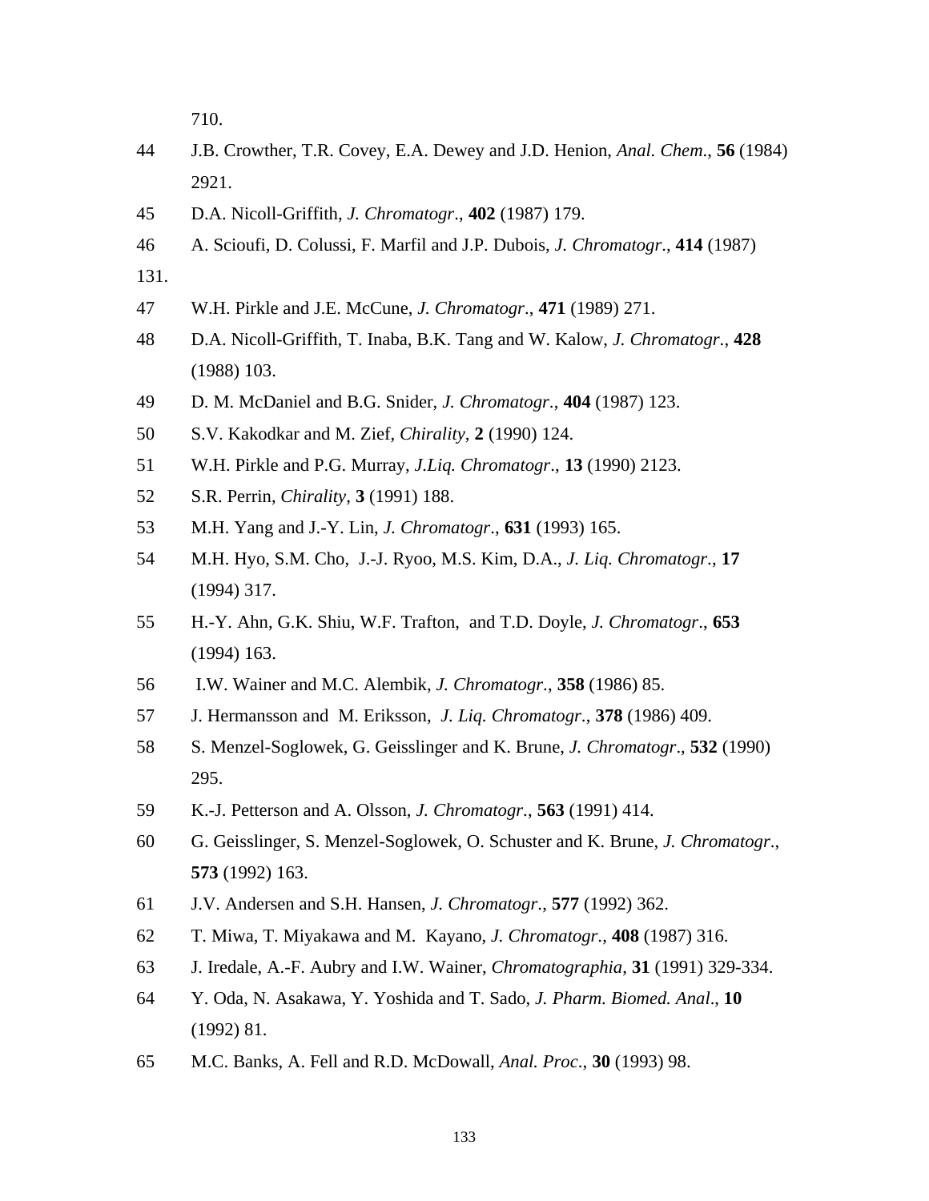710.

44 J.B. Crowther, T.R. Covey, E.A. Dewey and J.D. Henion, *Anal. Chem*., **56** (1984) 2921.

45 D.A. Nicoll-Griffith, *J. Chromatogr*., **402** (1987) 179.

46 A. Scioufi, D. Colussi, F. Marfil and J.P. Dubois, *J. Chromatogr*., **414** (1987) 131.

47 W.H. Pirkle and J.E. McCune, *J. Chromatogr*., **471** (1989) 271.

48 D.A. Nicoll-Griffith, T. Inaba, B.K. Tang and W. Kalow, *J. Chromatogr*., **428** (1988) 103.

49 D. M. McDaniel and B.G. Snider, *J. Chromatogr*., **404** (1987) 123.

50 S.V. Kakodkar and M. Zief, *Chirality*, **2** (1990) 124.

51 W.H. Pirkle and P.G. Murray, *J.Liq. Chromatogr*., **13** (1990) 2123.

52 S.R. Perrin, *Chirality*, **3** (1991) 188.

53 M.H. Yang and J.-Y. Lin, *J. Chromatogr*., **631** (1993) 165.

54 M.H. Hyo, S.M. Cho, J.-J. Ryoo, M.S. Kim, D.A., *J. Liq. Chromatogr*., **17** (1994) 317.

55 H.-Y. Ahn, G.K. Shiu, W.F. Trafton, and T.D. Doyle, *J. Chromatogr*., **653** (1994) 163.

56 I.W. Wainer and M.C. Alembik, *J. Chromatogr*., **358** (1986) 85.

57 J. Hermansson and M. Eriksson, *J. Liq. Chromatogr*., **378** (1986) 409.

58 S. Menzel-Soglowek, G. Geisslinger and K. Brune, *J. Chromatogr*., **532** (1990) 295.

59 K.-J. Petterson and A. Olsson, *J. Chromatogr*., **563** (1991) 414.

60 G. Geisslinger, S. Menzel-Soglowek, O. Schuster and K. Brune, *J. Chromatogr*., **573** (1992) 163.

61 J.V. Andersen and S.H. Hansen, *J. Chromatogr*., **577** (1992) 362.

62 T. Miwa, T. Miyakawa and M. Kayano, *J. Chromatogr*., **408** (1987) 316.

63 J. Iredale, A.-F. Aubry and I.W. Wainer, *Chromatographia*, **31** (1991) 329-334.

64 Y. Oda, N. Asakawa, Y. Yoshida and T. Sado, *J. Pharm. Biomed. Anal*., **10** (1992) 81.

65 M.C. Banks, A. Fell and R.D. McDowall, *Anal. Proc*., **30** (1993) 98.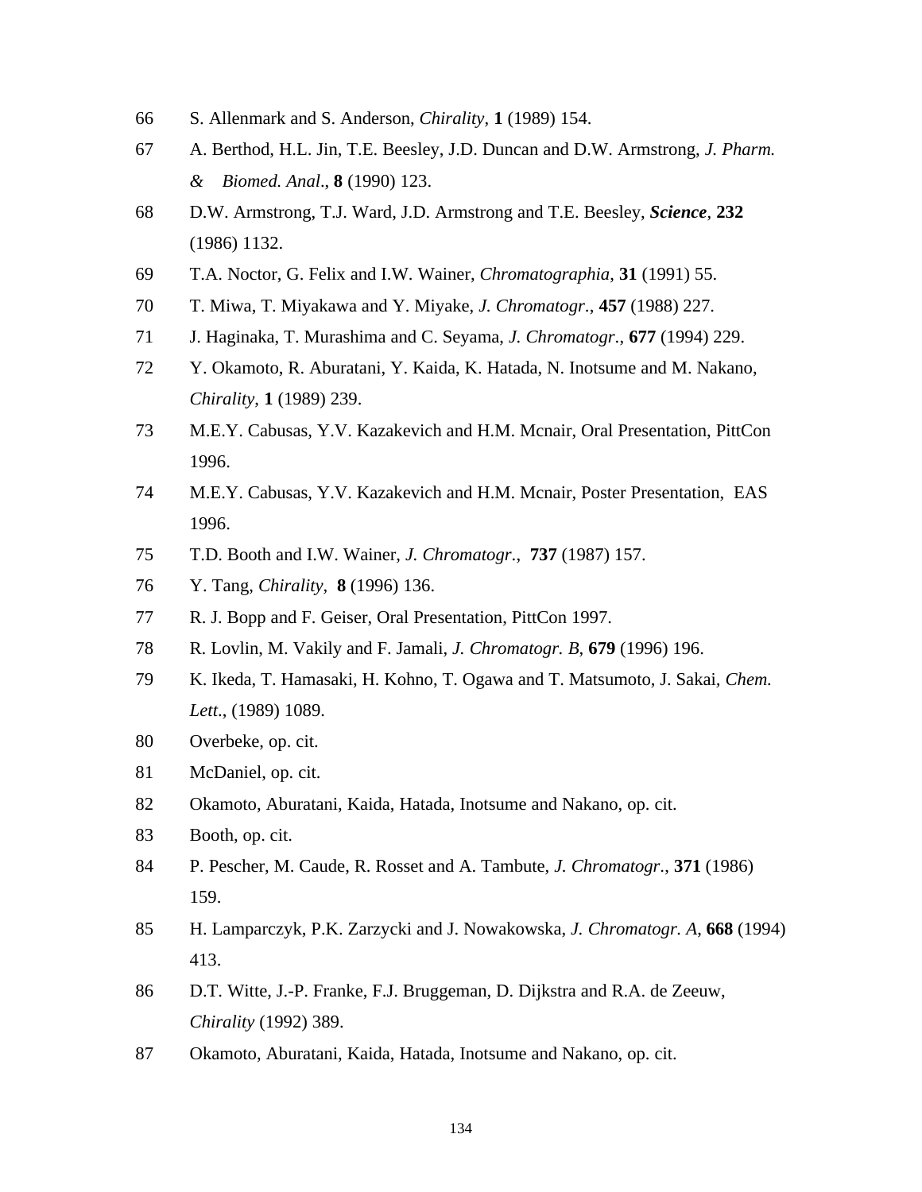66 S. Allenmark and S. Anderson, *Chirality*, **1** (1989) 154.

67 A. Berthod, H.L. Jin, T.E. Beesley, J.D. Duncan and D.W. Armstrong, *J. Pharm. & Biomed. Anal*., **8** (1990) 123.

68 D.W. Armstrong, T.J. Ward, J.D. Armstrong and T.E. Beesley, ***Science***, **232** (1986) 1132.

69 T.A. Noctor, G. Felix and I.W. Wainer, *Chromatographia*, **31** (1991) 55.

70 T. Miwa, T. Miyakawa and Y. Miyake, *J. Chromatogr*., **457** (1988) 227.

71 J. Haginaka, T. Murashima and C. Seyama, *J. Chromatogr.*, **677** (1994) 229.

72 Y. Okamoto, R. Aburatani, Y. Kaida, K. Hatada, N. Inotsume and M. Nakano, *Chirality*, **1** (1989) 239.

73 M.E.Y. Cabusas, Y.V. Kazakevich and H.M. Mcnair, Oral Presentation, PittCon 1996.

74 M.E.Y. Cabusas, Y.V. Kazakevich and H.M. Mcnair, Poster Presentation, EAS 1996.

75 T.D. Booth and I.W. Wainer, *J. Chromatogr*., **737** (1987) 157.

76 Y. Tang, *Chirality*, **8** (1996) 136.

77 R. J. Bopp and F. Geiser, Oral Presentation, PittCon 1997.

78 R. Lovlin, M. Vakily and F. Jamali, *J. Chromatogr. B*, **679** (1996) 196.

79 K. Ikeda, T. Hamasaki, H. Kohno, T. Ogawa and T. Matsumoto, J. Sakai, *Chem. Lett*., (1989) 1089.

80 Overbeke, op. cit.

81 McDaniel, op. cit.

82 Okamoto, Aburatani, Kaida, Hatada, Inotsume and Nakano, op. cit.

83 Booth, op. cit.

84 P. Pescher, M. Caude, R. Rosset and A. Tambute, *J. Chromatogr.*, **371** (1986) 159.

85 H. Lamparczyk, P.K. Zarzycki and J. Nowakowska, *J. Chromatogr. A*, **668** (1994) 413.

86 D.T. Witte, J.-P. Franke, F.J. Bruggeman, D. Dijkstra and R.A. de Zeeuw, *Chirality* (1992) 389.

87 Okamoto, Aburatani, Kaida, Hatada, Inotsume and Nakano, op. cit.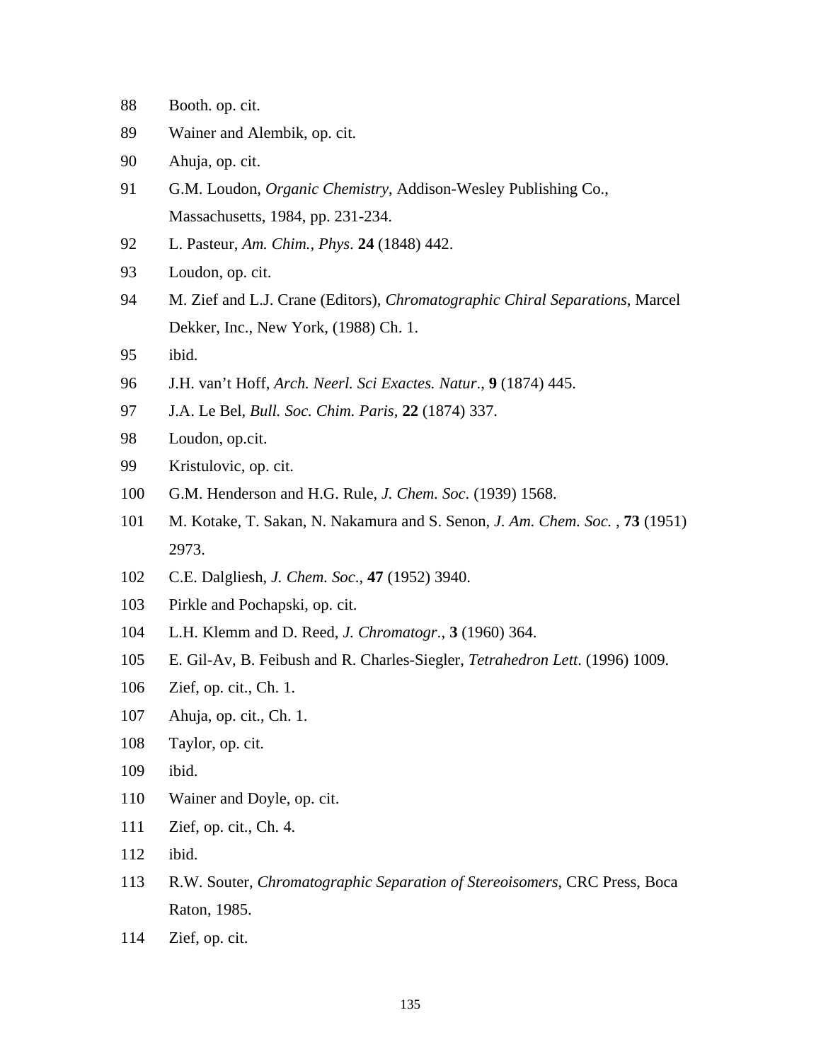88 Booth. op. cit.

89 Wainer and Alembik, op. cit.

90 Ahuja, op. cit.

91 G.M. Loudon, *Organic Chemistry*, Addison-Wesley Publishing Co., Massachusetts, 1984, pp. 231-234.

92 L. Pasteur, *Am. Chim., Phys*. **24** (1848) 442.

93 Loudon, op. cit.

94 M. Zief and L.J. Crane (Editors), *Chromatographic Chiral Separations*, Marcel Dekker, Inc., New York, (1988) Ch. 1.

95 ibid.

96 J.H. van't Hoff, *Arch. Neerl. Sci Exactes. Natur*., **9** (1874) 445.

97 J.A. Le Bel, *Bull. Soc. Chim. Paris*, **22** (1874) 337.

98 Loudon, op.cit.

99 Kristulovic, op. cit.

100 G.M. Henderson and H.G. Rule, *J. Chem. Soc*. (1939) 1568.

101 M. Kotake, T. Sakan, N. Nakamura and S. Senon, *J. Am. Chem. Soc.* , **73** (1951) 2973.

102 C.E. Dalgliesh, *J. Chem. Soc*., **47** (1952) 3940.

103 Pirkle and Pochapski, op. cit.

104 L.H. Klemm and D. Reed, *J. Chromatogr.*, **3** (1960) 364.

105 E. Gil-Av, B. Feibush and R. Charles-Siegler, *Tetrahedron Lett*. (1996) 1009.

106 Zief, op. cit., Ch. 1.

107 Ahuja, op. cit., Ch. 1.

108 Taylor, op. cit.

109 ibid.

110 Wainer and Doyle, op. cit.

111 Zief, op. cit., Ch. 4.

112 ibid.

113 R.W. Souter, *Chromatographic Separation of Stereoisomers*, CRC Press, Boca Raton, 1985.

114 Zief, op. cit.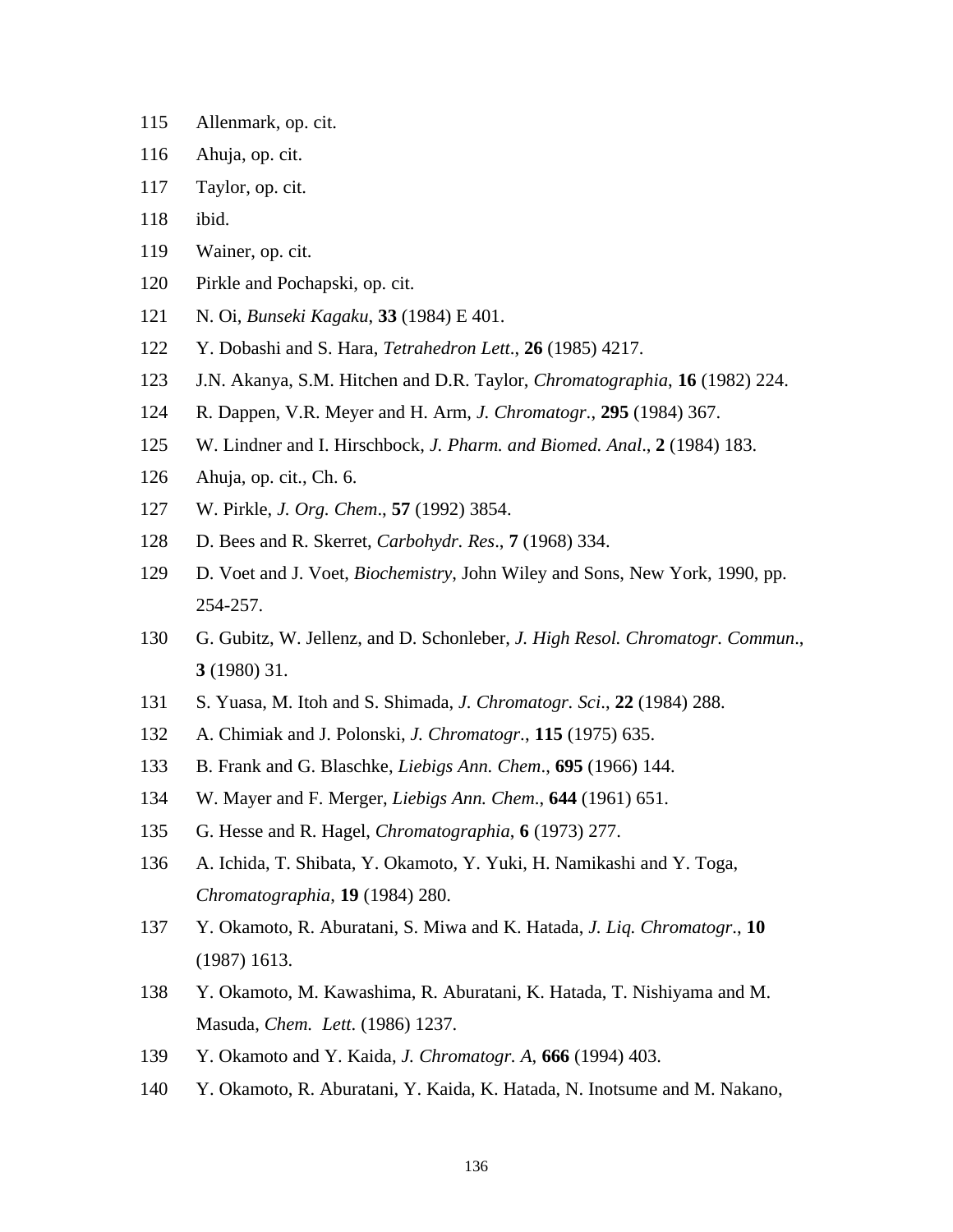115 Allenmark, op. cit.

116 Ahuja, op. cit.

117 Taylor, op. cit.

118 ibid.

119 Wainer, op. cit.

120 Pirkle and Pochapski, op. cit.

121 N. Oi, *Bunseki Kagaku*, **33** (1984) E 401.

122 Y. Dobashi and S. Hara, *Tetrahedron Lett*., **26** (1985) 4217.

123 J.N. Akanya, S.M. Hitchen and D.R. Taylor, *Chromatographia*, **16** (1982) 224.

124 R. Dappen, V.R. Meyer and H. Arm, *J. Chromatogr*., **295** (1984) 367.

125 W. Lindner and I. Hirschbock, *J. Pharm. and Biomed. Anal*., **2** (1984) 183.

126 Ahuja, op. cit., Ch. 6.

127 W. Pirkle, *J. Org. Chem*., **57** (1992) 3854.

128 D. Bees and R. Skerret, *Carbohydr. Res*., **7** (1968) 334.

129 D. Voet and J. Voet, *Biochemistry*, John Wiley and Sons, New York, 1990, pp. 254-257.

130 G. Gubitz, W. Jellenz, and D. Schonleber, *J. High Resol. Chromatogr. Commun*., **3** (1980) 31.

131 S. Yuasa, M. Itoh and S. Shimada, *J. Chromatogr. Sci*., **22** (1984) 288.

132 A. Chimiak and J. Polonski, *J. Chromatogr.*, **115** (1975) 635.

133 B. Frank and G. Blaschke, *Liebigs Ann. Chem*., **695** (1966) 144.

134 W. Mayer and F. Merger, *Liebigs Ann. Chem*., **644** (1961) 651.

135 G. Hesse and R. Hagel, *Chromatographia*, **6** (1973) 277.

136 A. Ichida, T. Shibata, Y. Okamoto, Y. Yuki, H. Namikashi and Y. Toga, *Chromatographia*, **19** (1984) 280.

137 Y. Okamoto, R. Aburatani, S. Miwa and K. Hatada, *J. Liq. Chromatogr*., **10** (1987) 1613.

138 Y. Okamoto, M. Kawashima, R. Aburatani, K. Hatada, T. Nishiyama and M. Masuda, *Chem. Lett*. (1986) 1237.

139 Y. Okamoto and Y. Kaida, *J. Chromatogr. A*, **666** (1994) 403.

140 Y. Okamoto, R. Aburatani, Y. Kaida, K. Hatada, N. Inotsume and M. Nakano,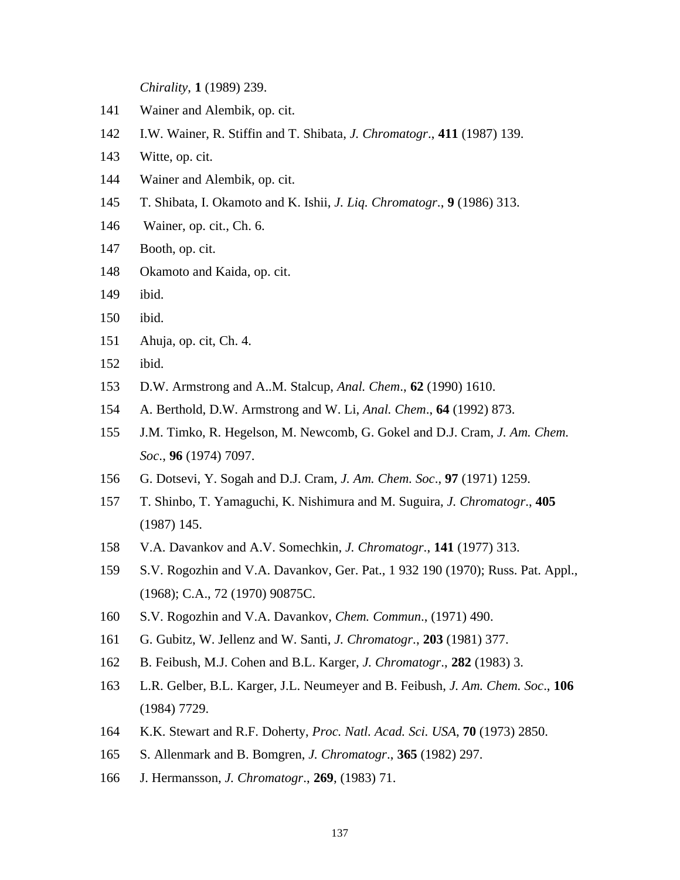*Chirality*, **1** (1989) 239.

141 Wainer and Alembik, op. cit.

142 I.W. Wainer, R. Stiffin and T. Shibata, *J. Chromatogr*., **411** (1987) 139.

143 Witte, op. cit.

144 Wainer and Alembik, op. cit.

145 T. Shibata, I. Okamoto and K. Ishii, *J. Liq. Chromatogr.*, **9** (1986) 313.

146 Wainer, op. cit., Ch. 6.

147 Booth, op. cit.

148 Okamoto and Kaida, op. cit.

149 ibid.

150 ibid.

151 Ahuja, op. cit, Ch. 4.

152 ibid.

153 D.W. Armstrong and A..M. Stalcup, *Anal. Chem*., **62** (1990) 1610.

154 A. Berthold, D.W. Armstrong and W. Li, *Anal. Chem*., **64** (1992) 873.

155 J.M. Timko, R. Hegelson, M. Newcomb, G. Gokel and D.J. Cram, *J. Am. Chem. Soc*., **96** (1974) 7097.

156 G. Dotsevi, Y. Sogah and D.J. Cram, *J. Am. Chem. Soc*., **97** (1971) 1259.

157 T. Shinbo, T. Yamaguchi, K. Nishimura and M. Suguira, *J. Chromatogr*., **405** (1987) 145.

158 V.A. Davankov and A.V. Somechkin, *J. Chromatogr*., **141** (1977) 313.

159 S.V. Rogozhin and V.A. Davankov, Ger. Pat., 1 932 190 (1970); Russ. Pat. Appl., (1968); C.A., 72 (1970) 90875C.

160 S.V. Rogozhin and V.A. Davankov, *Chem. Commun*., (1971) 490.

161 G. Gubitz, W. Jellenz and W. Santi, *J. Chromatogr.*, **203** (1981) 377.

162 B. Feibush, M.J. Cohen and B.L. Karger, *J. Chromatogr*., **282** (1983) 3.

163 L.R. Gelber, B.L. Karger, J.L. Neumeyer and B. Feibush, *J. Am. Chem. Soc*., **106** (1984) 7729.

164 K.K. Stewart and R.F. Doherty, *Proc. Natl. Acad. Sci. USA*, **70** (1973) 2850.

165 S. Allenmark and B. Bomgren, *J. Chromatogr*., **365** (1982) 297.

166 J. Hermansson, *J. Chromatogr*., **269**, (1983) 71.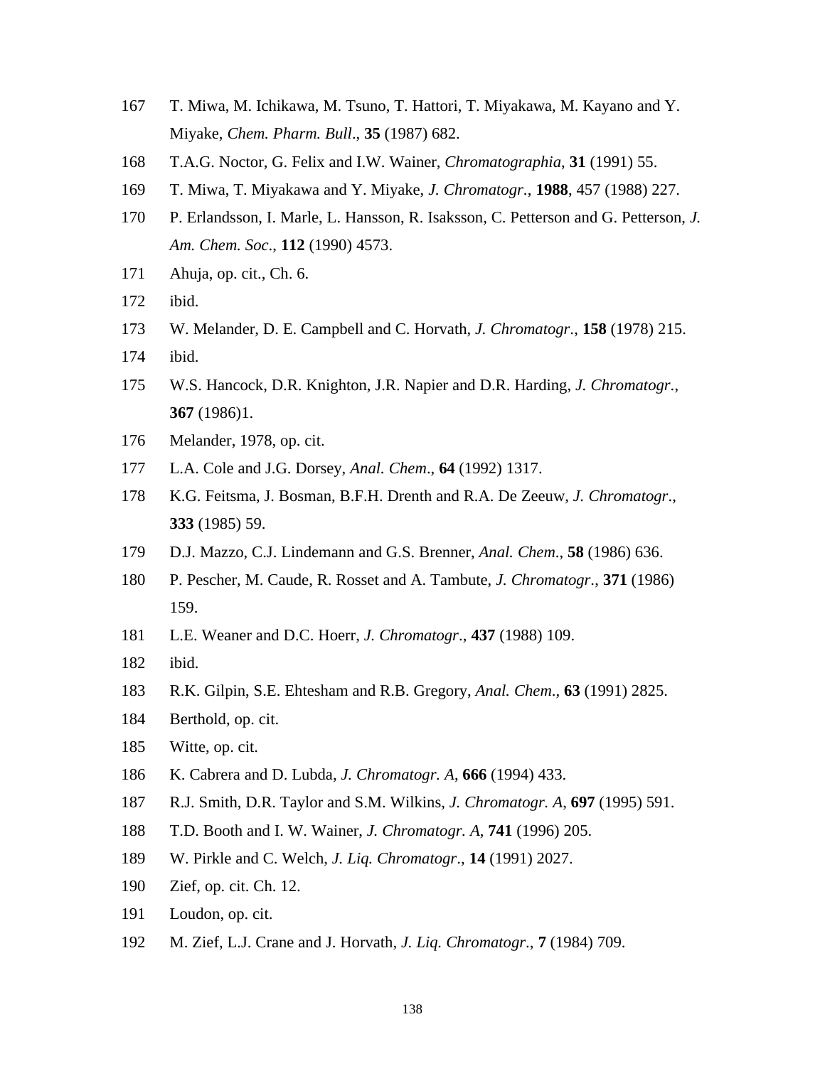167 T. Miwa, M. Ichikawa, M. Tsuno, T. Hattori, T. Miyakawa, M. Kayano and Y. Miyake, *Chem. Pharm. Bull*., **35** (1987) 682.

168 T.A.G. Noctor, G. Felix and I.W. Wainer, *Chromatographia*, **31** (1991) 55.

169 T. Miwa, T. Miyakawa and Y. Miyake, *J. Chromatogr*., **1988**, 457 (1988) 227.

170 P. Erlandsson, I. Marle, L. Hansson, R. Isaksson, C. Petterson and G. Petterson, *J. Am. Chem. Soc*., **112** (1990) 4573.

171 Ahuja, op. cit., Ch. 6.

172 ibid.

173 W. Melander, D. E. Campbell and C. Horvath, *J. Chromatogr*., **158** (1978) 215.

174 ibid.

175 W.S. Hancock, D.R. Knighton, J.R. Napier and D.R. Harding, *J. Chromatogr*., **367** (1986)1.

176 Melander, 1978, op. cit.

177 L.A. Cole and J.G. Dorsey, *Anal. Chem*., **64** (1992) 1317.

178 K.G. Feitsma, J. Bosman, B.F.H. Drenth and R.A. De Zeeuw, *J. Chromatogr*., **333** (1985) 59.

179 D.J. Mazzo, C.J. Lindemann and G.S. Brenner, *Anal. Chem*., **58** (1986) 636.

180 P. Pescher, M. Caude, R. Rosset and A. Tambute, *J. Chromatogr*., **371** (1986) 159.

181 L.E. Weaner and D.C. Hoerr, *J. Chromatogr*., **437** (1988) 109.

182 ibid.

183 R.K. Gilpin, S.E. Ehtesham and R.B. Gregory, *Anal. Chem*., **63** (1991) 2825.

184 Berthold, op. cit.

185 Witte, op. cit.

186 K. Cabrera and D. Lubda, *J. Chromatogr. A*, **666** (1994) 433.

187 R.J. Smith, D.R. Taylor and S.M. Wilkins, *J. Chromatogr. A*, **697** (1995) 591.

188 T.D. Booth and I. W. Wainer, *J. Chromatogr. A*, **741** (1996) 205.

189 W. Pirkle and C. Welch, *J. Liq. Chromatogr*., **14** (1991) 2027.

190 Zief, op. cit. Ch. 12.

191 Loudon, op. cit.

192 M. Zief, L.J. Crane and J. Horvath, *J. Liq. Chromatogr*., **7** (1984) 709.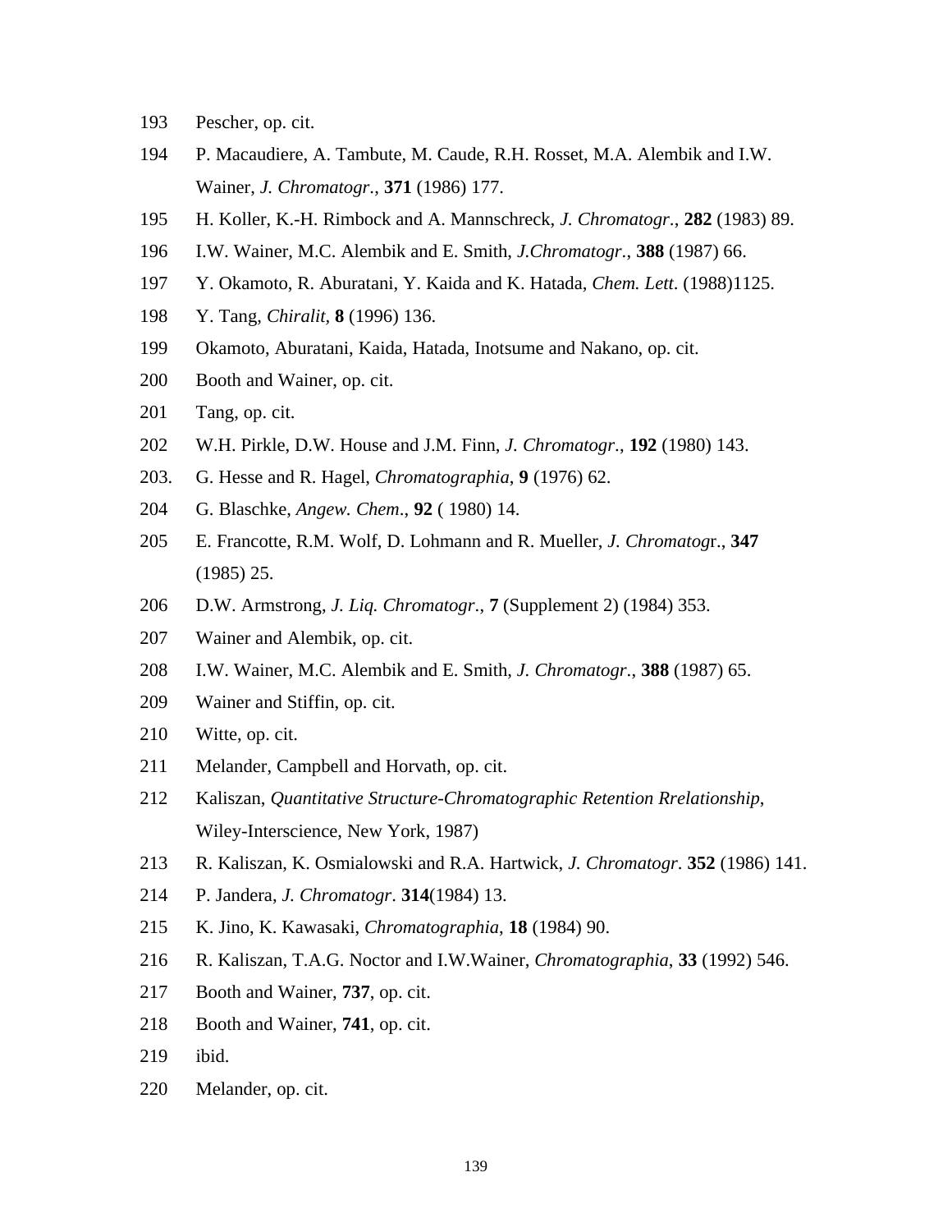193 Pescher, op. cit.

194 P. Macaudiere, A. Tambute, M. Caude, R.H. Rosset, M.A. Alembik and I.W. Wainer, *J. Chromatogr.*, **371** (1986) 177.

195 H. Koller, K.-H. Rimbock and A. Mannschreck, *J. Chromatogr.*, **282** (1983) 89.

196 I.W. Wainer, M.C. Alembik and E. Smith, *J.Chromatogr.*, **388** (1987) 66.

197 Y. Okamoto, R. Aburatani, Y. Kaida and K. Hatada, *Chem. Lett*. (1988)1125.

198 Y. Tang, *Chiralit*, **8** (1996) 136.

199 Okamoto, Aburatani, Kaida, Hatada, Inotsume and Nakano, op. cit.

200 Booth and Wainer, op. cit.

201 Tang, op. cit.

202 W.H. Pirkle, D.W. House and J.M. Finn, *J. Chromatogr*., **192** (1980) 143.

203. G. Hesse and R. Hagel, *Chromatographia*, **9** (1976) 62.

204 G. Blaschke, *Angew. Chem*., **92** ( 1980) 14.

205 E. Francotte, R.M. Wolf, D. Lohmann and R. Mueller, *J. Chromatogr*., **347** (1985) 25.

206 D.W. Armstrong, *J. Liq. Chromatogr*., **7** (Supplement 2) (1984) 353.

207 Wainer and Alembik, op. cit.

208 I.W. Wainer, M.C. Alembik and E. Smith, *J. Chromatogr*., **388** (1987) 65.

209 Wainer and Stiffin, op. cit.

210 Witte, op. cit.

211 Melander, Campbell and Horvath, op. cit.

212 Kaliszan, *Quantitative Structure-Chromatographic Retention Rrelationship*, Wiley-Interscience, New York, 1987)

213 R. Kaliszan, K. Osmialowski and R.A. Hartwick, *J. Chromatogr*. **352** (1986) 141.

214 P. Jandera, *J. Chromatogr*. **314**(1984) 13.

215 K. Jino, K. Kawasaki, *Chromatographia*, **18** (1984) 90.

216 R. Kaliszan, T.A.G. Noctor and I.W.Wainer, *Chromatographia*, **33** (1992) 546.

217 Booth and Wainer, **737**, op. cit.

218 Booth and Wainer, **741**, op. cit.

219 ibid.

220 Melander, op. cit.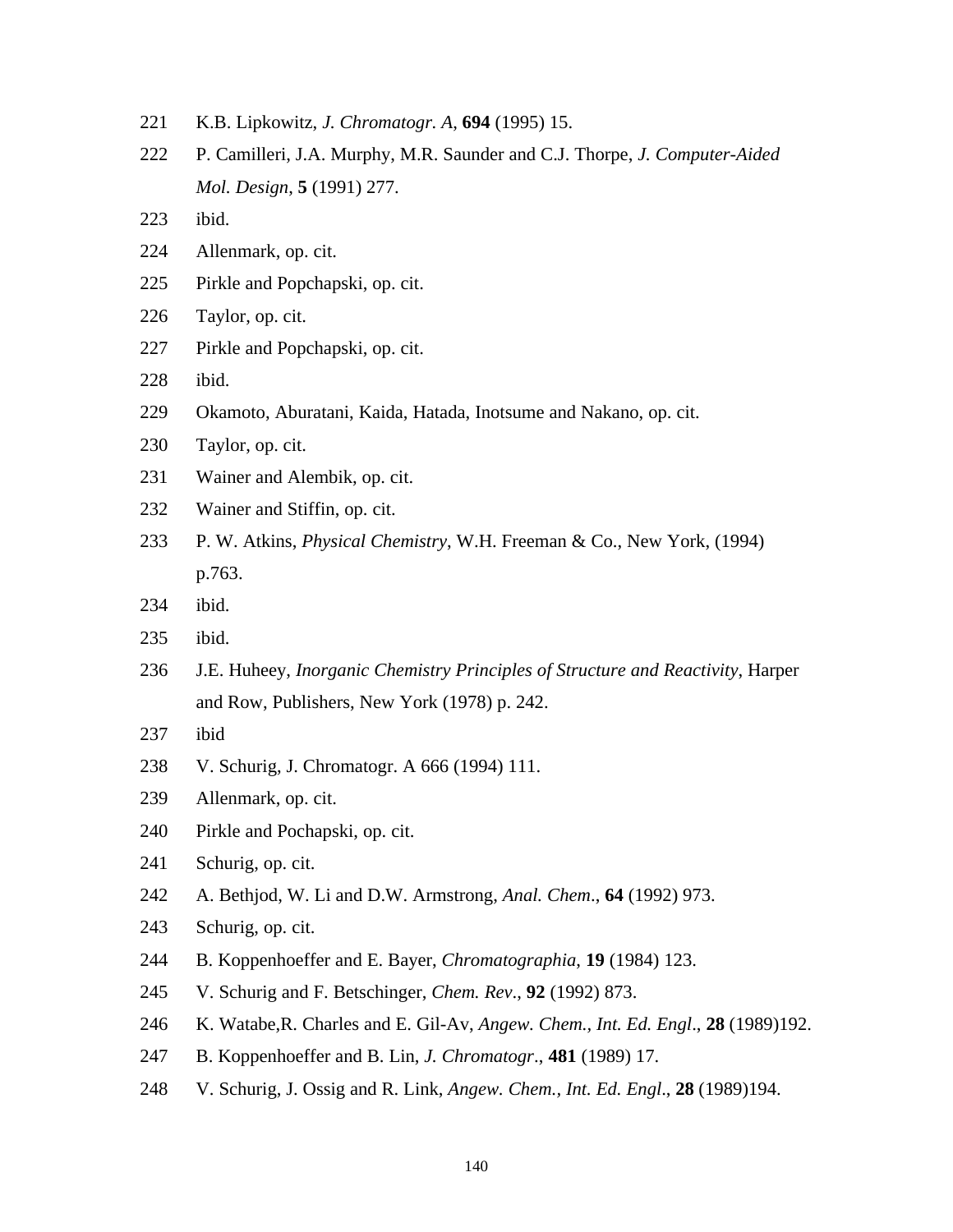221 K.B. Lipkowitz, *J. Chromatogr. A*, **694** (1995) 15.

222 P. Camilleri, J.A. Murphy, M.R. Saunder and C.J. Thorpe, *J. Computer-Aided Mol. Design*, **5** (1991) 277.

223 ibid.

224 Allenmark, op. cit.

225 Pirkle and Popchapski, op. cit.

226 Taylor, op. cit.

227 Pirkle and Popchapski, op. cit.

228 ibid.

229 Okamoto, Aburatani, Kaida, Hatada, Inotsume and Nakano, op. cit.

230 Taylor, op. cit.

231 Wainer and Alembik, op. cit.

232 Wainer and Stiffin, op. cit.

233 P. W. Atkins, *Physical Chemistry*, W.H. Freeman & Co., New York, (1994) p.763.

234 ibid.

235 ibid.

236 J.E. Huheey, *Inorganic Chemistry Principles of Structure and Reactivity*, Harper and Row, Publishers, New York (1978) p. 242.

237 ibid

238 V. Schurig, J. Chromatogr. A 666 (1994) 111.

239 Allenmark, op. cit.

240 Pirkle and Pochapski, op. cit.

241 Schurig, op. cit.

242 A. Bethjod, W. Li and D.W. Armstrong, *Anal. Chem*., **64** (1992) 973.

243 Schurig, op. cit.

244 B. Koppenhoeffer and E. Bayer, *Chromatographia*, **19** (1984) 123.

245 V. Schurig and F. Betschinger, *Chem. Rev*., **92** (1992) 873.

246 K. Watabe,R. Charles and E. Gil-Av, *Angew. Chem., Int. Ed. Engl*., **28** (1989)192.

247 B. Koppenhoeffer and B. Lin, *J. Chromatogr*., **481** (1989) 17.

248 V. Schurig, J. Ossig and R. Link, *Angew. Chem., Int. Ed. Engl*., **28** (1989)194.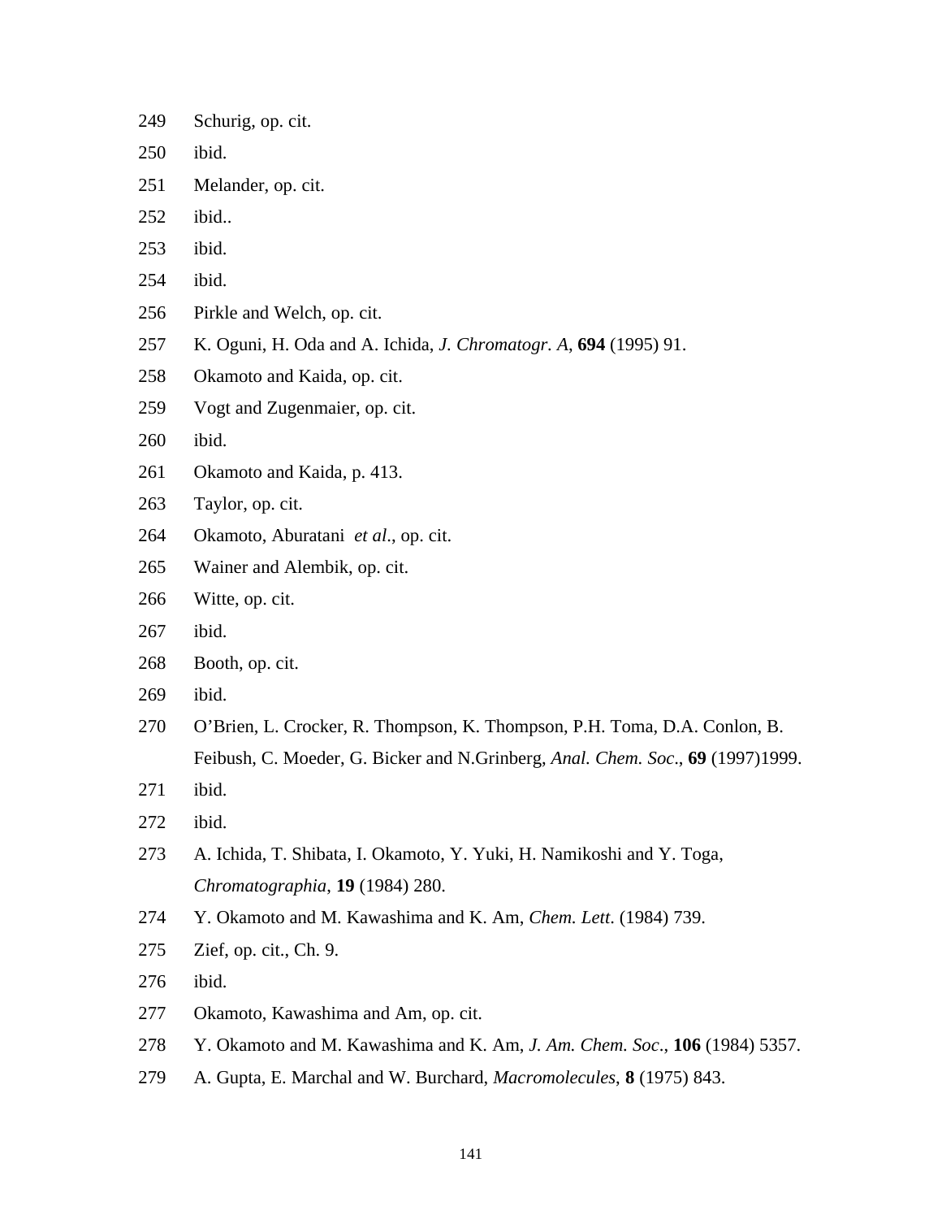249 Schurig, op. cit.

250 ibid.

251 Melander, op. cit.

252 ibid..

253 ibid.

254 ibid.

256 Pirkle and Welch, op. cit.

257 K. Oguni, H. Oda and A. Ichida, *J. Chromatogr. A*, **694** (1995) 91.

258 Okamoto and Kaida, op. cit.

259 Vogt and Zugenmaier, op. cit.

260 ibid.

261 Okamoto and Kaida, p. 413.

263 Taylor, op. cit.

264 Okamoto, Aburatani *et al*., op. cit.

265 Wainer and Alembik, op. cit.

266 Witte, op. cit.

267 ibid.

268 Booth, op. cit.

269 ibid.

270 O'Brien, L. Crocker, R. Thompson, K. Thompson, P.H. Toma, D.A. Conlon, B. Feibush, C. Moeder, G. Bicker and N.Grinberg, *Anal. Chem. Soc*., **69** (1997)1999.

271 ibid.

272 ibid.

273 A. Ichida, T. Shibata, I. Okamoto, Y. Yuki, H. Namikoshi and Y. Toga, *Chromatographia*, **19** (1984) 280.

274 Y. Okamoto and M. Kawashima and K. Am, *Chem. Lett*. (1984) 739.

275 Zief, op. cit., Ch. 9.

276 ibid.

277 Okamoto, Kawashima and Am, op. cit.

278 Y. Okamoto and M. Kawashima and K. Am, *J. Am. Chem. Soc*., **106** (1984) 5357.

279 A. Gupta, E. Marchal and W. Burchard, *Macromolecules*, **8** (1975) 843.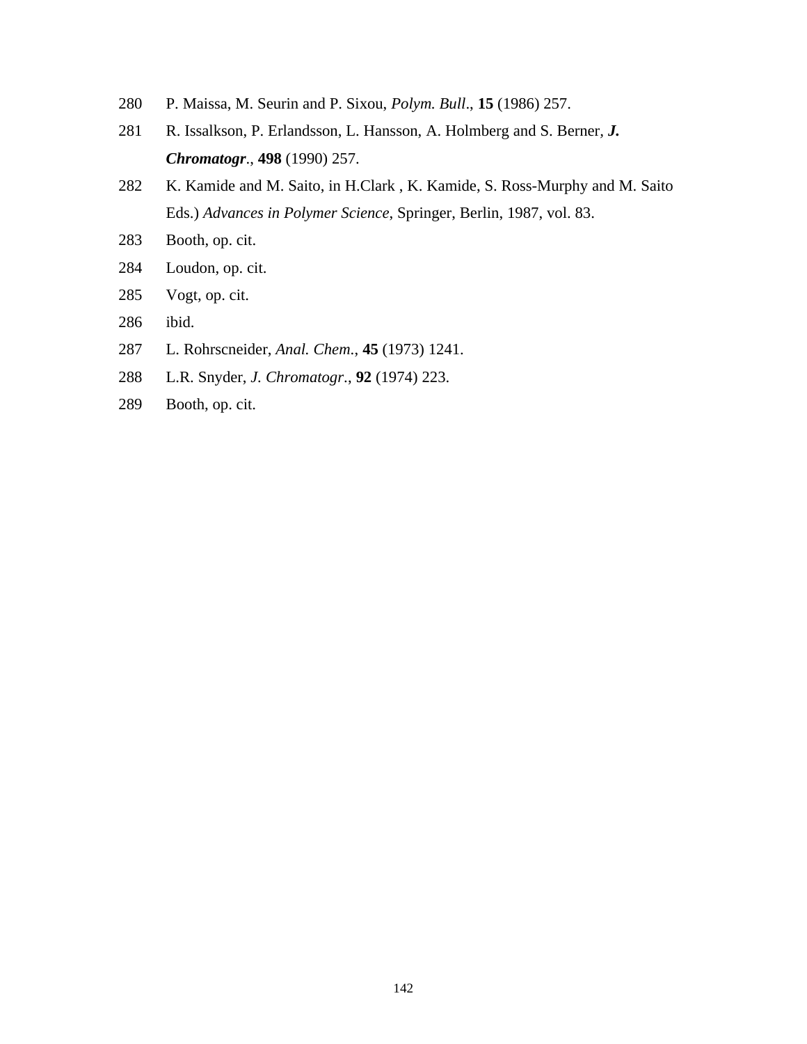280 P. Maissa, M. Seurin and P. Sixou, *Polym. Bull*., **15** (1986) 257.

281 R. Issalkson, P. Erlandsson, L. Hansson, A. Holmberg and S. Berner, ***J. Chromatogr***., **498** (1990) 257.

282 K. Kamide and M. Saito, in H.Clark , K. Kamide, S. Ross-Murphy and M. Saito Eds.) *Advances in Polymer Science*, Springer, Berlin, 1987, vol. 83.

283 Booth, op. cit.

284 Loudon, op. cit.

285 Vogt, op. cit.

286 ibid.

287 L. Rohrscneider, *Anal. Chem*., **45** (1973) 1241.

288 L.R. Snyder, *J. Chromatogr*., **92** (1974) 223.

289 Booth, op. cit.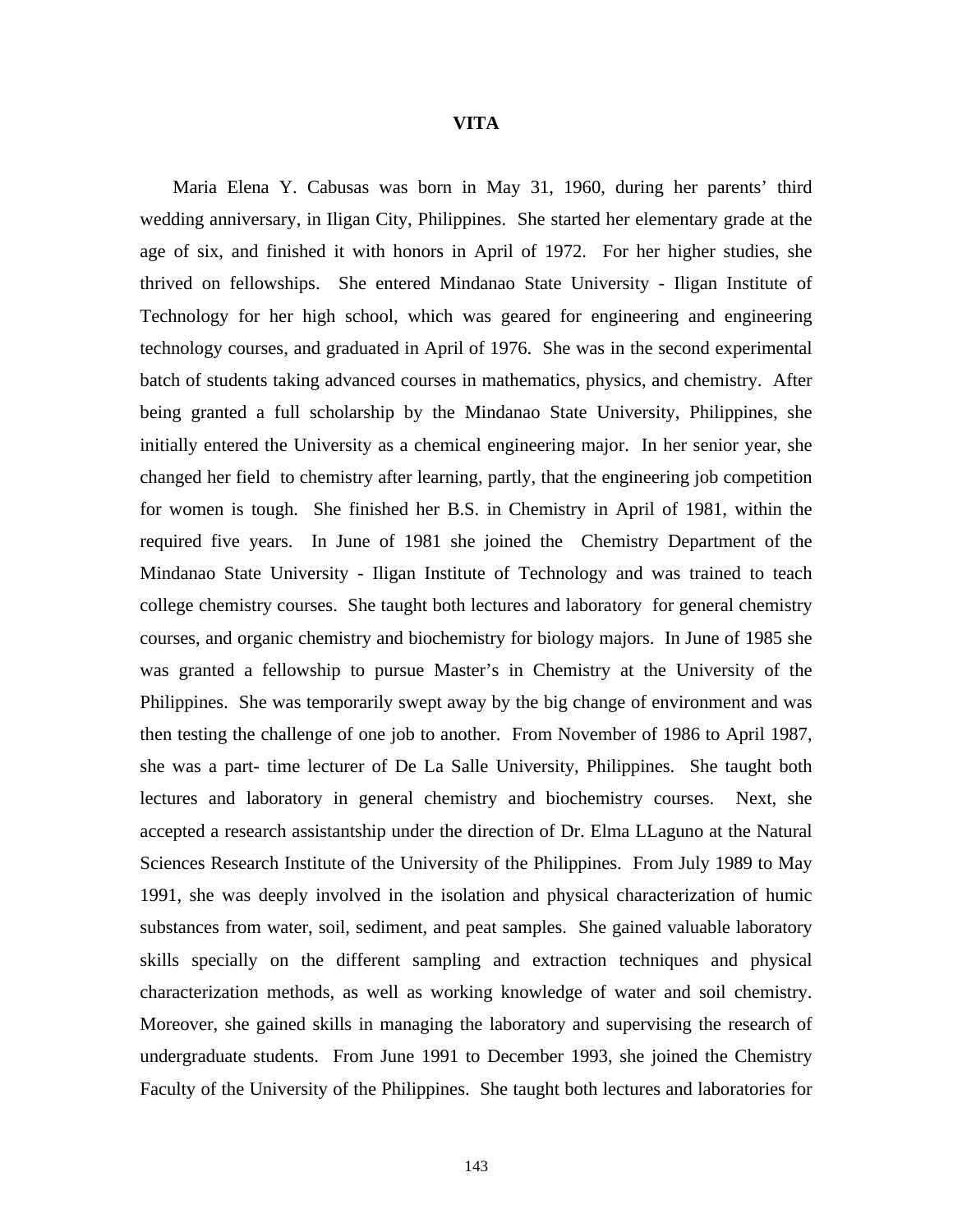# VITA

Maria Elena Y. Cabusas was born in May 31, 1960, during her parents' third wedding anniversary, in Iligan City, Philippines. She started her elementary grade at the age of six, and finished it with honors in April of 1972. For her higher studies, she thrived on fellowships. She entered Mindanao State University - Iligan Institute of Technology for her high school, which was geared for engineering and engineering technology courses, and graduated in April of 1976. She was in the second experimental batch of students taking advanced courses in mathematics, physics, and chemistry. After being granted a full scholarship by the Mindanao State University, Philippines, she initially entered the University as a chemical engineering major. In her senior year, she changed her field to chemistry after learning, partly, that the engineering job competition for women is tough. She finished her B.S. in Chemistry in April of 1981, within the required five years. In June of 1981 she joined the Chemistry Department of the Mindanao State University - Iligan Institute of Technology and was trained to teach college chemistry courses. She taught both lectures and laboratory for general chemistry courses, and organic chemistry and biochemistry for biology majors. In June of 1985 she was granted a fellowship to pursue Master's in Chemistry at the University of the Philippines. She was temporarily swept away by the big change of environment and was then testing the challenge of one job to another. From November of 1986 to April 1987, she was a part- time lecturer of De La Salle University, Philippines. She taught both lectures and laboratory in general chemistry and biochemistry courses. Next, she accepted a research assistantship under the direction of Dr. Elma LLaguno at the Natural Sciences Research Institute of the University of the Philippines. From July 1989 to May 1991, she was deeply involved in the isolation and physical characterization of humic substances from water, soil, sediment, and peat samples. She gained valuable laboratory skills specially on the different sampling and extraction techniques and physical characterization methods, as well as working knowledge of water and soil chemistry. Moreover, she gained skills in managing the laboratory and supervising the research of undergraduate students. From June 1991 to December 1993, she joined the Chemistry Faculty of the University of the Philippines. She taught both lectures and laboratories for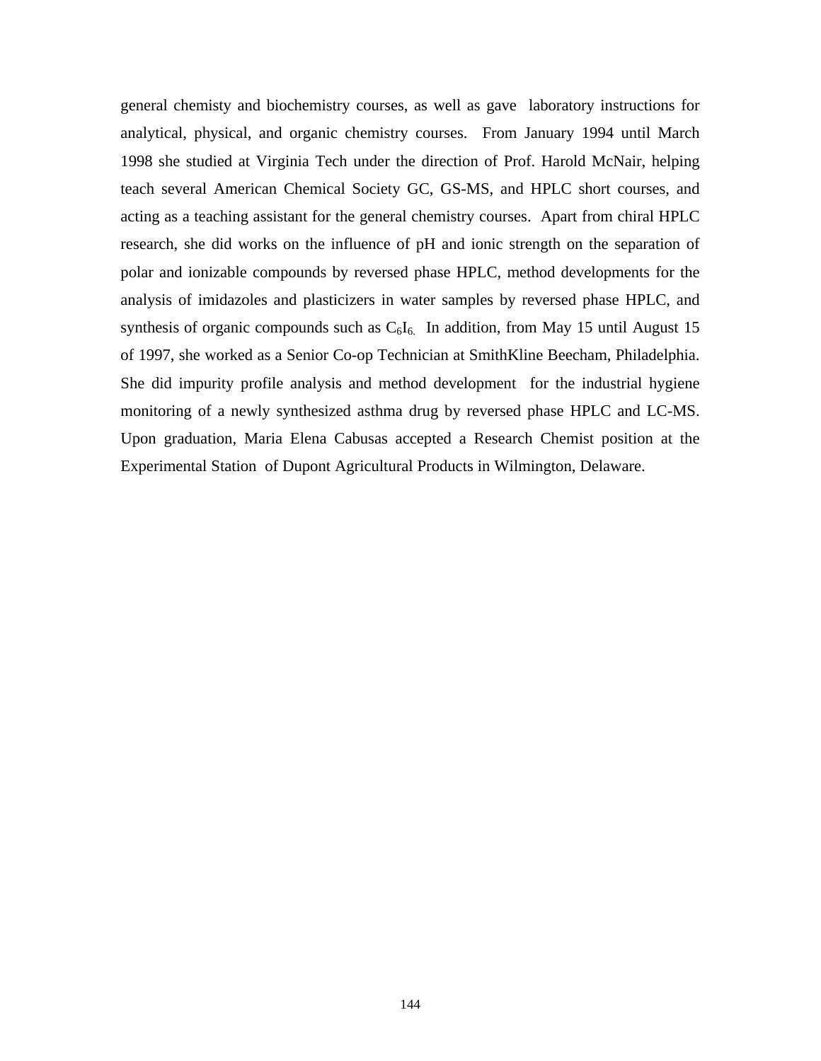general chemisty and biochemistry courses, as well as gave laboratory instructions for analytical, physical, and organic chemistry courses. From January 1994 until March 1998 she studied at Virginia Tech under the direction of Prof. Harold McNair, helping teach several American Chemical Society GC, GS-MS, and HPLC short courses, and acting as a teaching assistant for the general chemistry courses. Apart from chiral HPLC research, she did works on the influence of pH and ionic strength on the separation of polar and ionizable compounds by reversed phase HPLC, method developments for the analysis of imidazoles and plasticizers in water samples by reversed phase HPLC, and synthesis of organic compounds such as $C_6I_6$. In addition, from May 15 until August 15 of 1997, she worked as a Senior Co-op Technician at SmithKline Beecham, Philadelphia. She did impurity profile analysis and method development for the industrial hygiene monitoring of a newly synthesized asthma drug by reversed phase HPLC and LC-MS. Upon graduation, Maria Elena Cabusas accepted a Research Chemist position at the Experimental Station of Dupont Agricultural Products in Wilmington, Delaware.